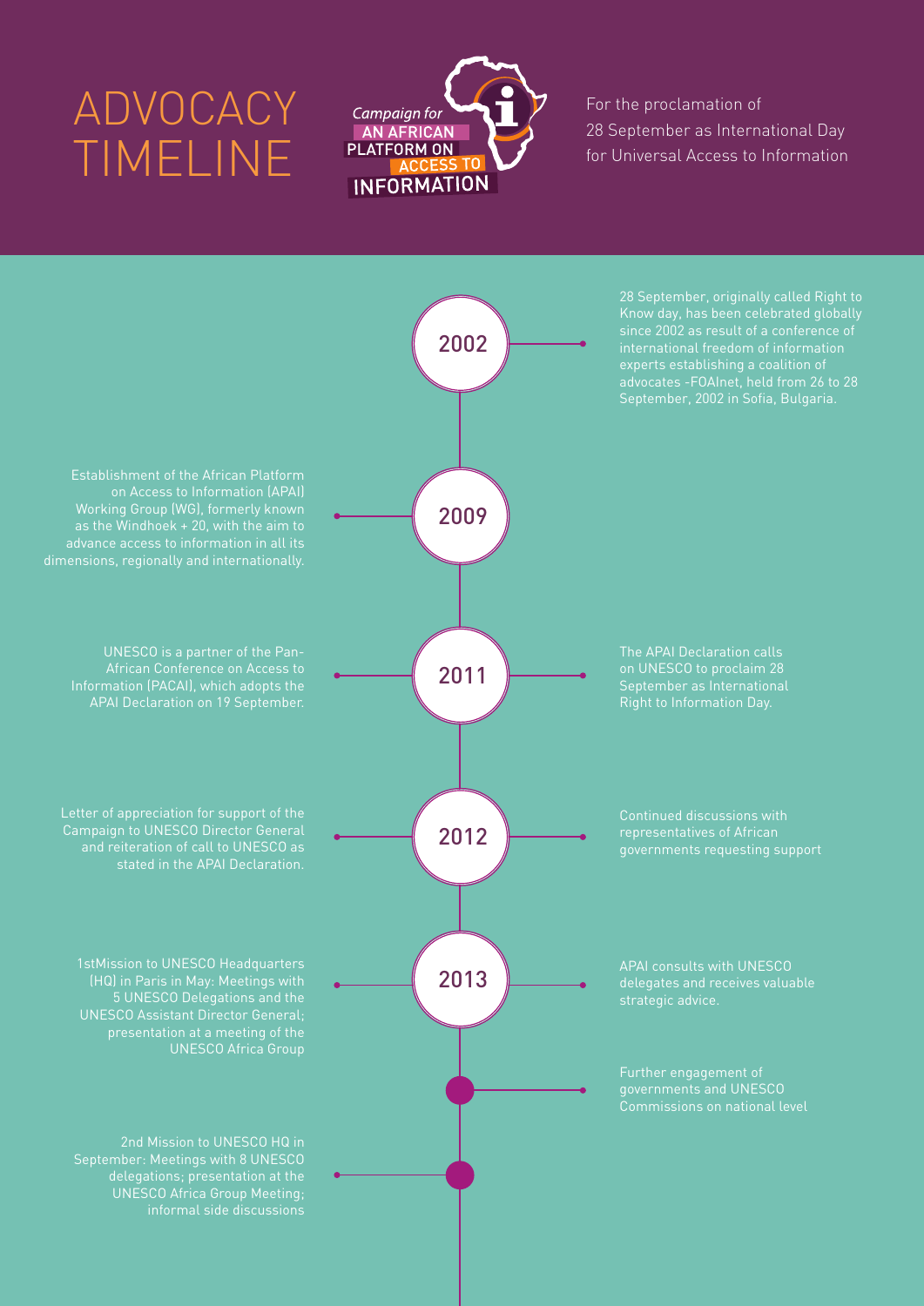# ADVOCACY TIMELINE

Campaign for AN AFRICAN PLATFORM ON ACCESS TO INFORMATION

For the proclamation of 28 September as International Day for Universal Access to Information

## 2002

28 September, originally called Right to Know day, has been celebrated globally since 2002 as result of a conference of international freedom of information experts establishing a coalition of advocates -FOAInet, held from 26 to 28 September, 2002 in Sofia, Bulgaria.

## 2009

Establishment of the African Platform on Access to Information (APAI) Working Group (WG), formerly known as the Windhoek + 20, with the aim to advance access to information in all its dimensions, regionally and internationally.

## 2011

UNESCO is a partner of the Pan-African Conference on Access to Information (PACAI), which adopts the APAI Declaration on 19 September.

The APAI Declaration calls on UNESCO to proclaim 28 September as International Right to Information Day.

## 2012

Letter of appreciation for support of the Campaign to UNESCO Director General and reiteration of call to UNESCO as stated in the APAI Declaration.

Continued discussions with representatives of African governments requesting support

## 2013

1stMission to UNESCO Headquarters (HQ) in Paris in May: Meetings with 5 UNESCO Delegations and the UNESCO Assistant Director General; presentation at a meeting of the UNESCO Africa Group

APAI consults with UNESCO delegates and receives valuable strategic advice.

Further engagement of governments and UNESCO Commissions on national level

2nd Mission to UNESCO HQ in September: Meetings with 8 UNESCO delegations; presentation at the UNESCO Africa Group Meeting; informal side discussions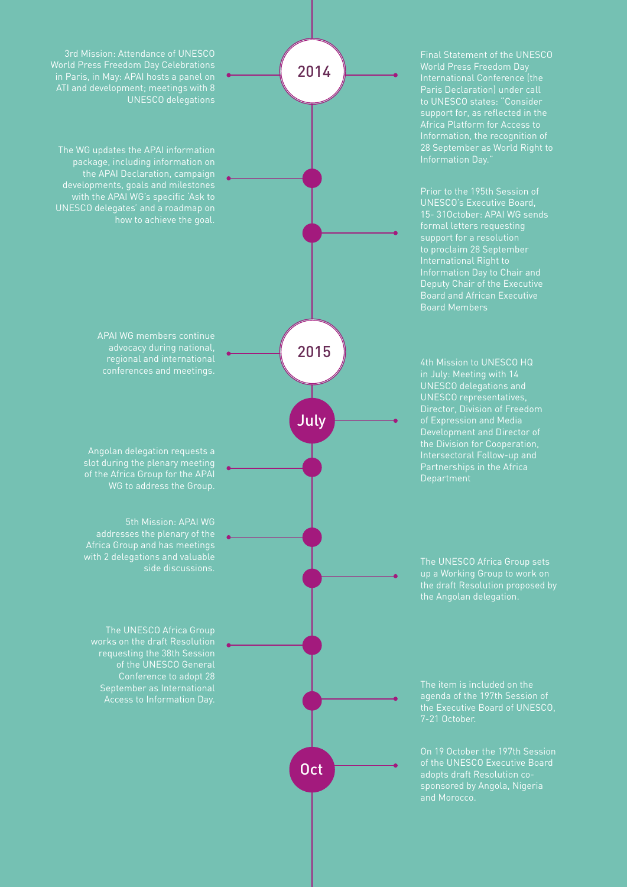## 2014

3rd Mission: Attendance of UNESCO World Press Freedom Day Celebrations in Paris, in May: APAI hosts a panel on ATI and development; meetings with 8 UNESCO delegations

Final Statement of the UNESCO World Press Freedom Day International Conference (the Paris Declaration) under call to UNESCO states: "Consider support for, as reflected in the Africa Platform for Access to Information, the recognition of 28 September as World Right to Information Day."

The WG updates the APAI information package, including information on the APAI Declaration, campaign developments, goals and milestones with the APAI WG's specific 'Ask to UNESCO delegates' and a roadmap on how to achieve the goal.

Prior to the 195th Session of UNESCO's Executive Board, 15- 31October: APAI WG sends formal letters requesting support for a resolution to proclaim 28 September International Right to Information Day to Chair and Deputy Chair of the Executive Board and African Executive Board Members

## 2015

APAI WG members continue advocacy during national, regional and international conferences and meetings.

### July

4th Mission to UNESCO HQ in July: Meeting with 14 UNESCO delegations and UNESCO representatives, Director, Division of Freedom of Expression and Media Development and Director of the Division for Cooperation, Intersectoral Follow-up and Partnerships in the Africa Department

Angolan delegation requests a slot during the plenary meeting of the Africa Group for the APAI WG to address the Group.

5th Mission: APAI WG addresses the plenary of the Africa Group and has meetings with 2 delegations and valuable side discussions.

The UNESCO Africa Group sets up a Working Group to work on the draft Resolution proposed by the Angolan delegation.

The UNESCO Africa Group works on the draft Resolution requesting the 38th Session of the UNESCO General Conference to adopt 28 September as International Access to Information Day.

The item is included on the agenda of the 197th Session of the Executive Board of UNESCO, 7-21 October.

### Oct

On 19 October the 197th Session of the UNESCO Executive Board adopts draft Resolution co-sponsored by Angola, Nigeria and Morocco.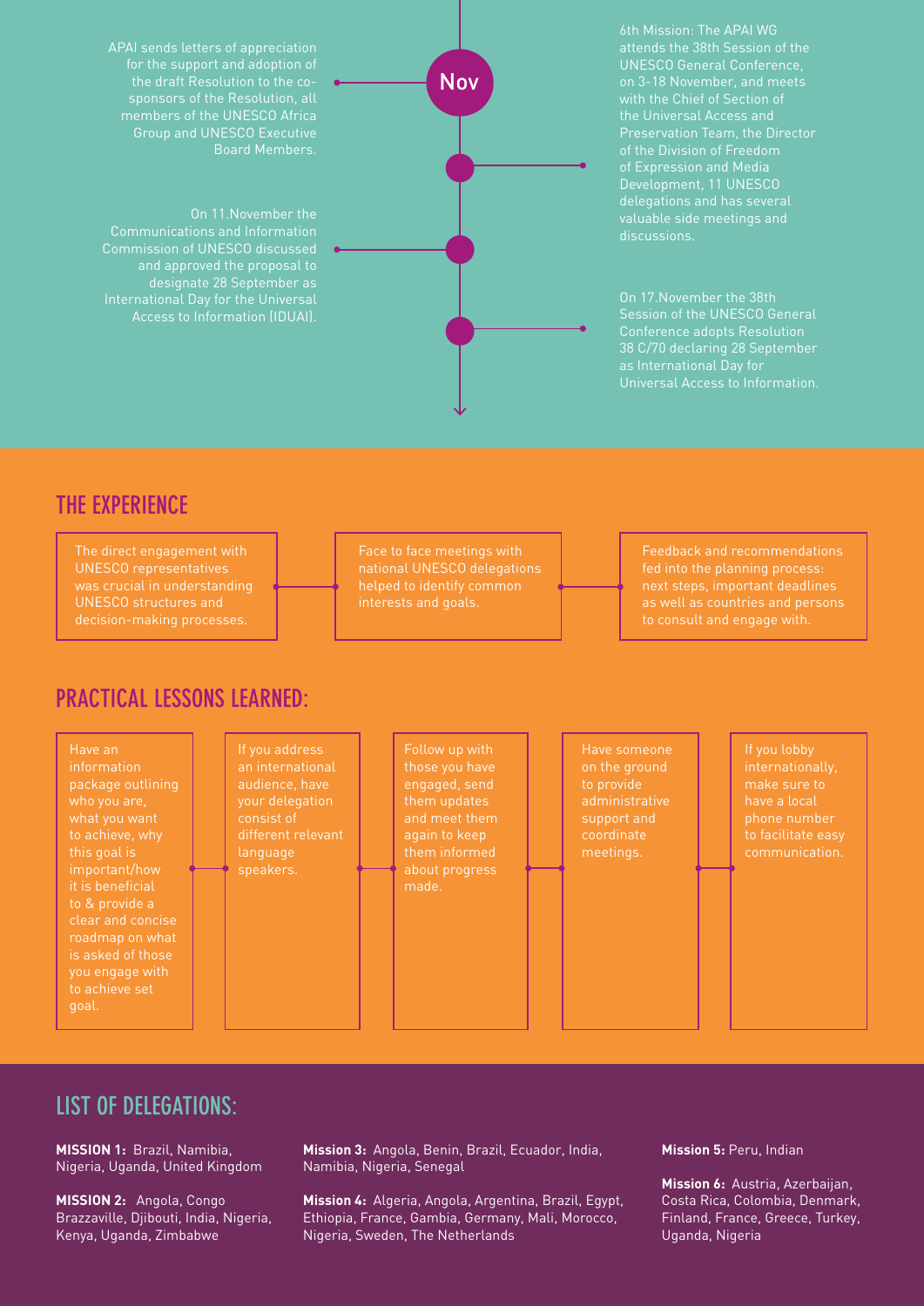## Nov

APAI sends letters of appreciation for the support and adoption of the draft Resolution to the co-sponsors of the Resolution, all members of the UNESCO Africa Group and UNESCO Executive Board Members.

6th Mission: The APAI WG attends the 38th Session of the UNESCO General Conference, on 3-18 November, and meets with the Chief of Section of the Universal Access and Preservation Team, the Director of the Division of Freedom of Expression and Media Development, 11 UNESCO delegations and has several valuable side meetings and discussions.

On 11.November the Communications and Information Commission of UNESCO discussed and approved the proposal to designate 28 September as International Day for the Universal Access to Information (IDUAI).

On 17.November the 38th Session of the UNESCO General Conference adopts Resolution 38 C/70 declaring 28 September as International Day for Universal Access to Information.

## THE EXPERIENCE

The direct engagement with UNESCO representatives was crucial in understanding UNESCO structures and decision-making processes.

Face to face meetings with national UNESCO delegations helped to identify common interests and goals.

Feedback and recommendations fed into the planning process: next steps, important deadlines as well as countries and persons to consult and engage with.

## PRACTICAL LESSONS LEARNED:

Have an information package outlining who you are, what you want to achieve, why this goal is important/how it is beneficial to & provide a clear and concise roadmap on what is asked of those you engage with to achieve set goal.

If you address an international audience, have your delegation consist of different relevant language speakers.

Follow up with those you have engaged, send them updates and meet them again to keep them informed about progress made.

Have someone on the ground to provide administrative support and coordinate meetings.

If you lobby internationally, make sure to have a local phone number to facilitate easy communication.

## LIST OF DELEGATIONS:

**MISSION 1:** Brazil, Namibia, Nigeria, Uganda, United Kingdom

**MISSION 2:** Angola, Congo Brazzaville, Djibouti, India, Nigeria, Kenya, Uganda, Zimbabwe

**Mission 3:** Angola, Benin, Brazil, Ecuador, India, Namibia, Nigeria, Senegal

**Mission 4:** Algeria, Angola, Argentina, Brazil, Egypt, Ethiopia, France, Gambia, Germany, Mali, Morocco, Nigeria, Sweden, The Netherlands

**Mission 5:** Peru, Indian

**Mission 6:** Austria, Azerbaijan, Costa Rica, Colombia, Denmark, Finland, France, Greece, Turkey, Uganda, Nigeria